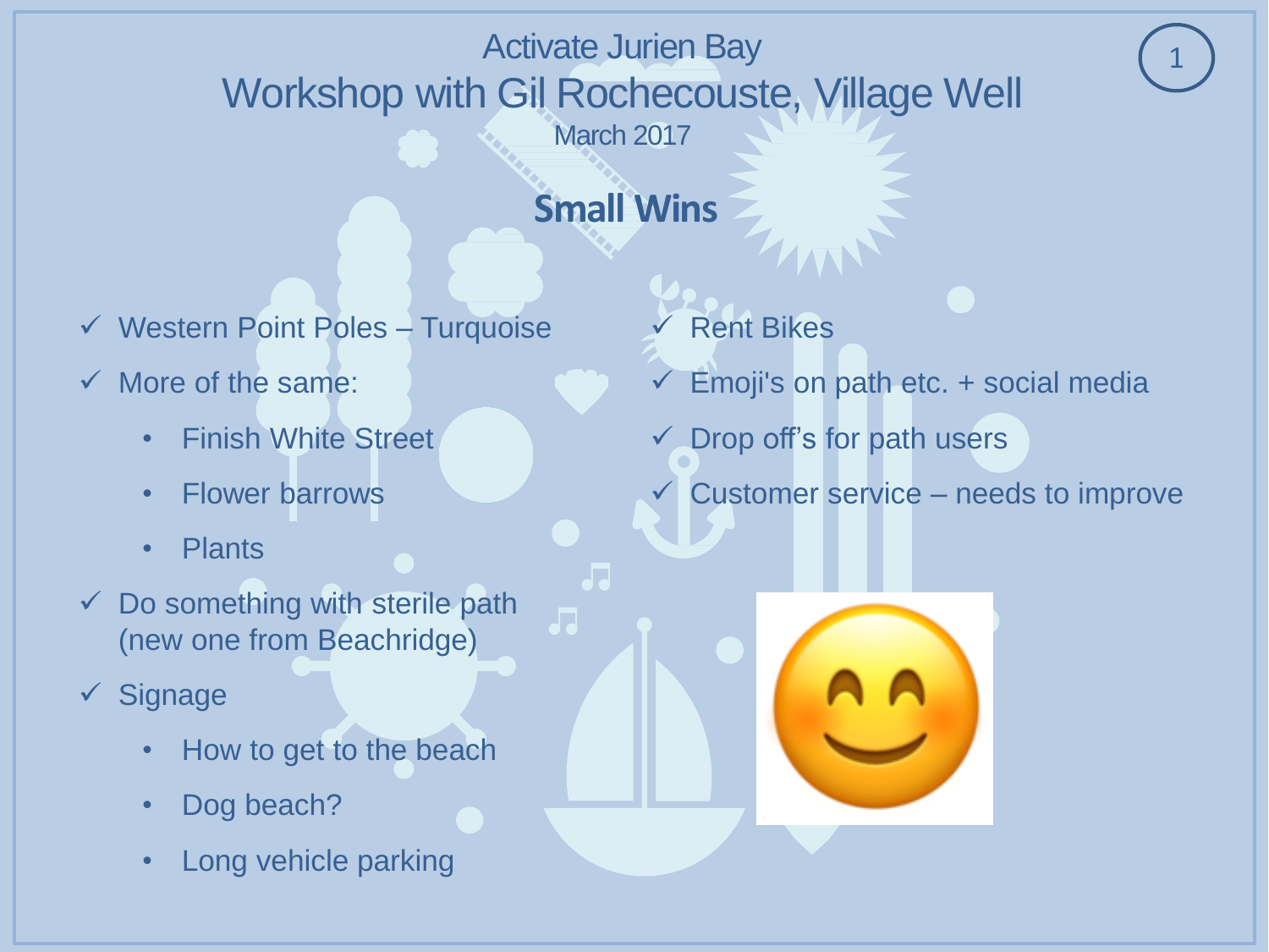# Activate Jurien Bay

## Workshop with Gil Rochecouste, Village Well

March 2017

### Small Wins

- ✓ Western Point Poles – Turquoise
- ✓ More of the same:
  - Finish White Street
  - Flower barrows
  - Plants
- ✓ Do something with sterile path (new one from Beachridge)
- ✓ Signage
  - How to get to the beach
  - Dog beach?
  - Long vehicle parking
- ✓ Rent Bikes
- ✓ Emoji's on path etc. + social media
- ✓ Drop off's for path users
- ✓ Customer service – needs to improve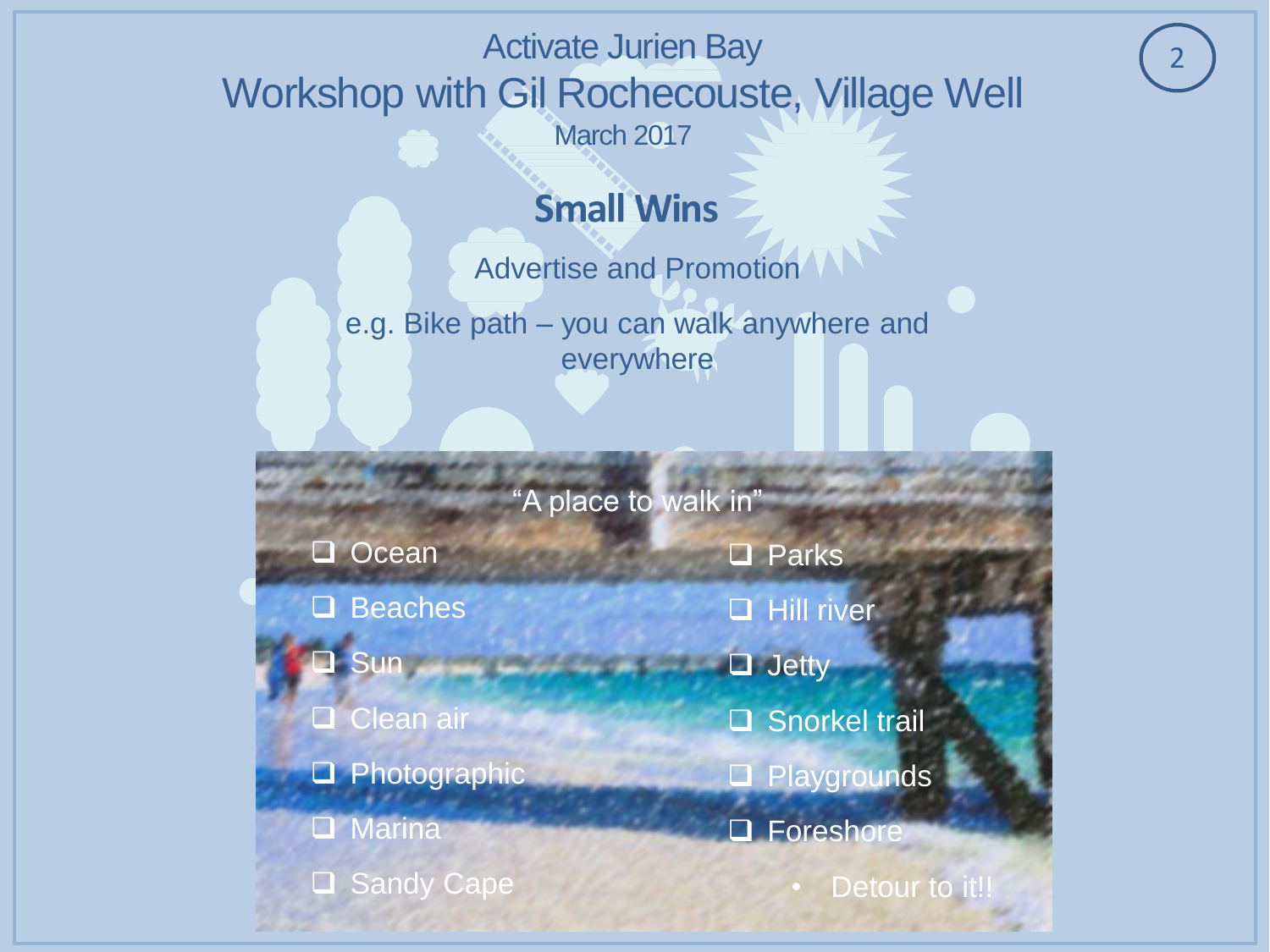Activate Jurien Bay

# Workshop with Gil Rochecouste, Village Well

March 2017

## Small Wins

Advertise and Promotion

e.g. Bike path – you can walk anywhere and everywhere

"A place to walk in"

- ❑ Ocean
- ❑ Beaches
- ❑ Sun
- ❑ Clean air
- ❑ Photographic
- ❑ Marina
- ❑ Sandy Cape
- ❑ Parks
- ❑ Hill river
- ❑ Jetty
- ❑ Snorkel trail
- ❑ Playgrounds
- ❑ Foreshore
  - Detour to it!!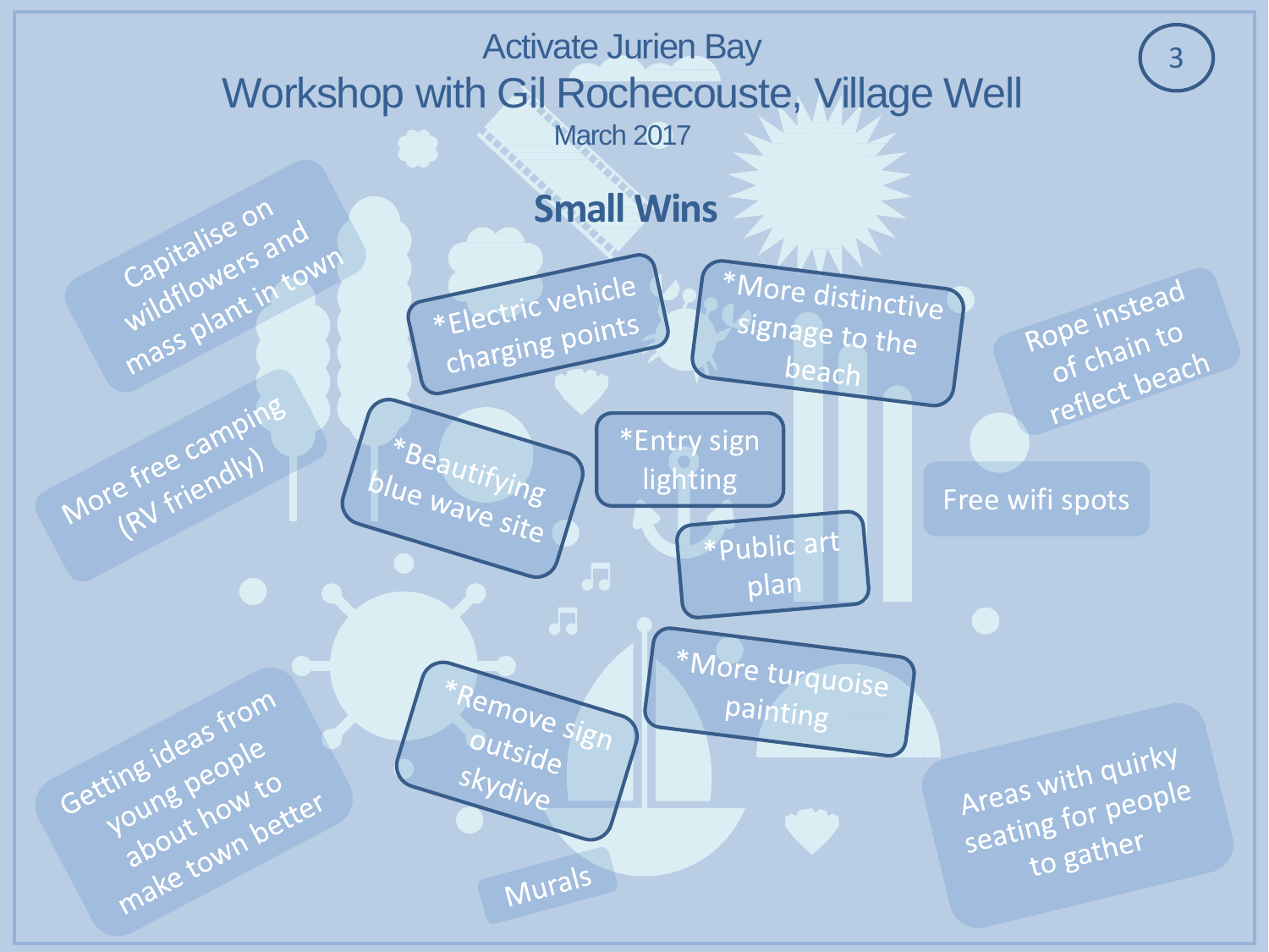Activate Jurien Bay

# Workshop with Gil Rochecouste, Village Well

March 2017

## Small Wins

- Capitalise on wildflowers and mass plant in town
- *Electric vehicle charging points
- *More distinctive signage to the beach
- Rope instead of chain to reflect beach
- More free camping (RV friendly)
- *Beautifying blue wave site
- *Entry sign lighting
- Free wifi spots
- *Public art plan
- *More turquoise painting
- *Remove sign outside skydive
- Getting ideas from young people about how to make town better
- Murals
- Areas with quirky seating for people to gather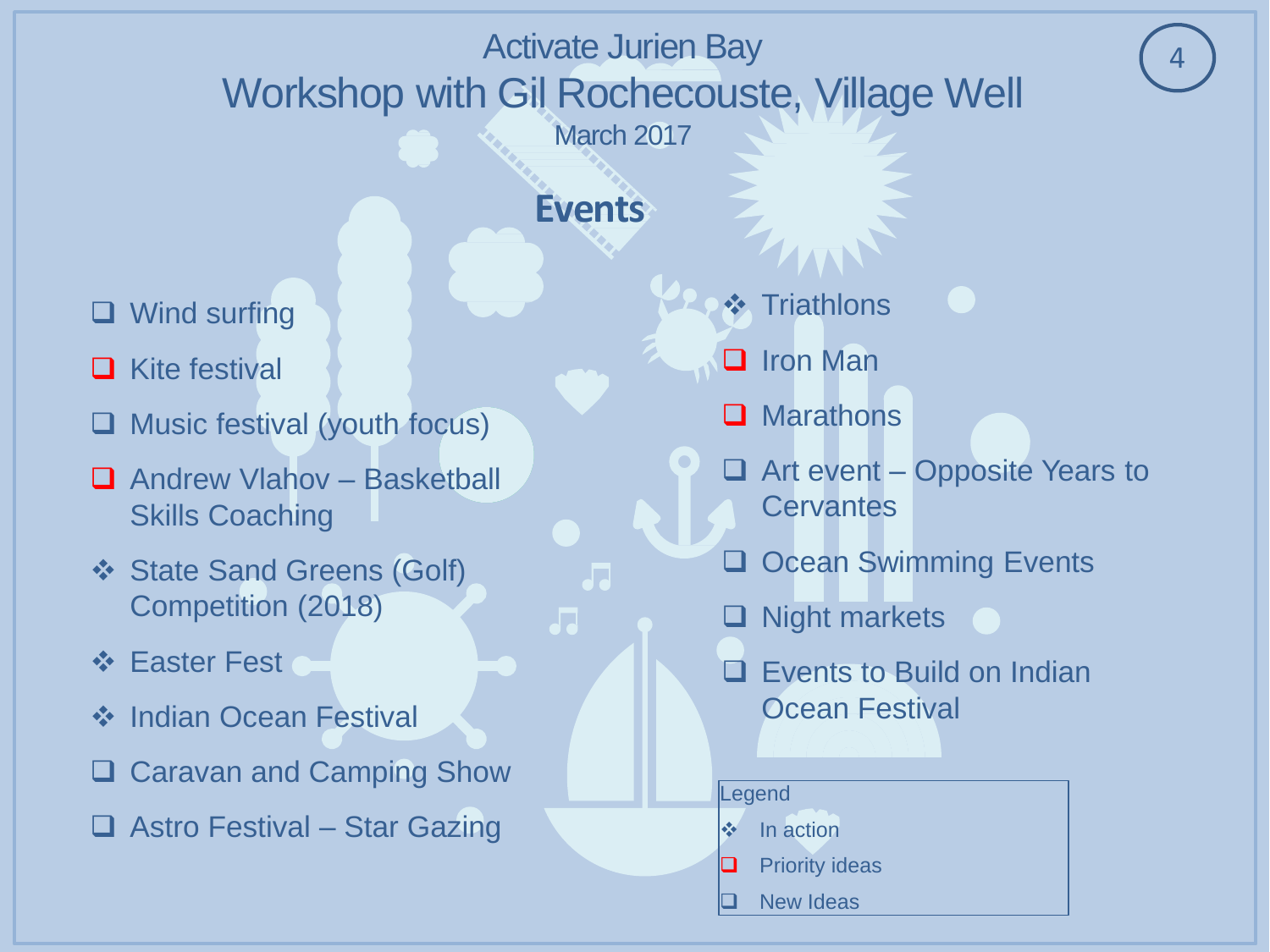Activate Jurien Bay

# Workshop with Gil Rochecouste, Village Well

March 2017

## Events

- ❑ Wind surfing
- ❑ Kite festival
- ❑ Music festival (youth focus)
- ❑ Andrew Vlahov – Basketball Skills Coaching
- ❖ State Sand Greens (Golf) Competition (2018)
- ❖ Easter Fest
- ❖ Indian Ocean Festival
- ❑ Caravan and Camping Show
- ❑ Astro Festival – Star Gazing
- ❖ Triathlons
- ❑ Iron Man
- ❑ Marathons
- ❑ Art event – Opposite Years to Cervantes
- ❑ Ocean Swimming Events
- ❑ Night markets
- ❑ Events to Build on Indian Ocean Festival

Legend

- ❖ In action
- ❑ Priority ideas
- ❑ New Ideas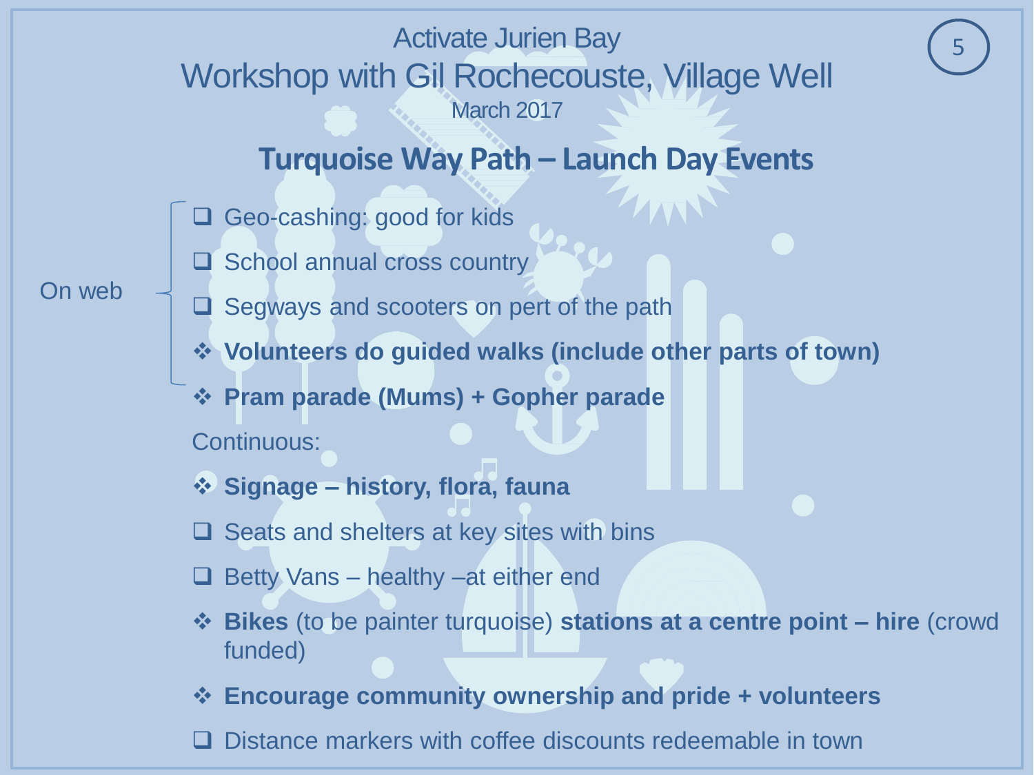Activate Jurien Bay

# Workshop with Gil Rochecouste, Village Well

March 2017

## Turquoise Way Path – Launch Day Events

On web

- ❑ Geo-cashing: good for kids
- ❑ School annual cross country
- ❑ Segways and scooters on pert of the path
- ❖ **Volunteers do guided walks (include other parts of town)**
- ❖ **Pram parade (Mums) + Gopher parade**

Continuous:

- ❖ **Signage – history, flora, fauna**
- ❑ Seats and shelters at key sites with bins
- ❑ Betty Vans – healthy –at either end
- ❖ **Bikes** (to be painter turquoise) **stations at a centre point – hire** (crowd funded)
- ❖ **Encourage community ownership and pride + volunteers**
- ❑ Distance markers with coffee discounts redeemable in town